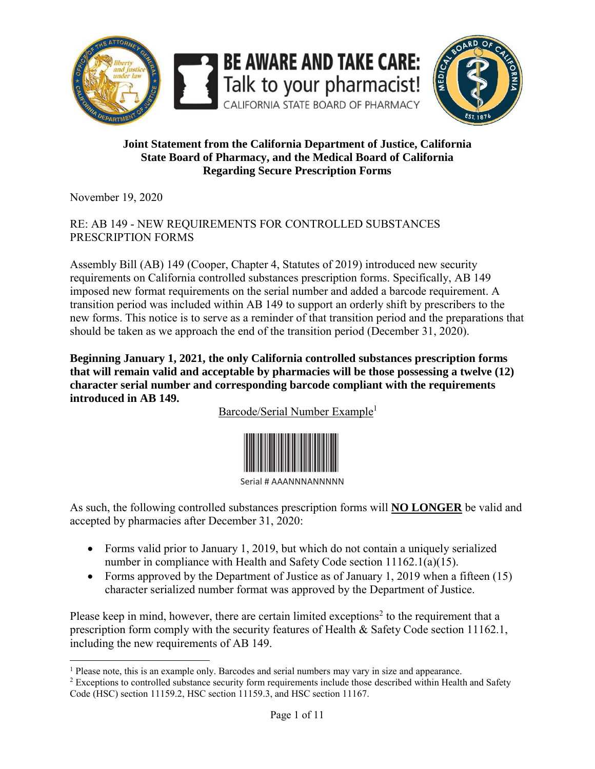BE AWARE AND TAKE CARE: Talk to your pharmacist!

CALIFORNIA STATE BOARD OF PHARMACY

**Joint Statement from the California Department of Justice, California State Board of Pharmacy, and the Medical Board of California Regarding Secure Prescription Forms**

November 19, 2020

RE: AB 149 - NEW REQUIREMENTS FOR CONTROLLED SUBSTANCES PRESCRIPTION FORMS

Assembly Bill (AB) 149 (Cooper, Chapter 4, Statutes of 2019) introduced new security requirements on California controlled substances prescription forms. Specifically, AB 149 imposed new format requirements on the serial number and added a barcode requirement. A transition period was included within AB 149 to support an orderly shift by prescribers to the new forms. This notice is to serve as a reminder of that transition period and the preparations that should be taken as we approach the end of the transition period (December 31, 2020).

**Beginning January 1, 2021, the only California controlled substances prescription forms that will remain valid and acceptable by pharmacies will be those possessing a twelve (12) character serial number and corresponding barcode compliant with the requirements introduced in AB 149.**

Barcode/Serial Number Example[1]

Serial # AAANNNANNNNN

As such, the following controlled substances prescription forms will **NO LONGER** be valid and accepted by pharmacies after December 31, 2020:

- Forms valid prior to January 1, 2019, but which do not contain a uniquely serialized number in compliance with Health and Safety Code section 11162.1(a)(15).
- Forms approved by the Department of Justice as of January 1, 2019 when a fifteen (15) character serialized number format was approved by the Department of Justice.

Please keep in mind, however, there are certain limited exceptions[2] to the requirement that a prescription form comply with the security features of Health & Safety Code section 11162.1, including the new requirements of AB 149.

---

[1] Please note, this is an example only. Barcodes and serial numbers may vary in size and appearance.

[2] Exceptions to controlled substance security form requirements include those described within Health and Safety Code (HSC) section 11159.2, HSC section 11159.3, and HSC section 11167.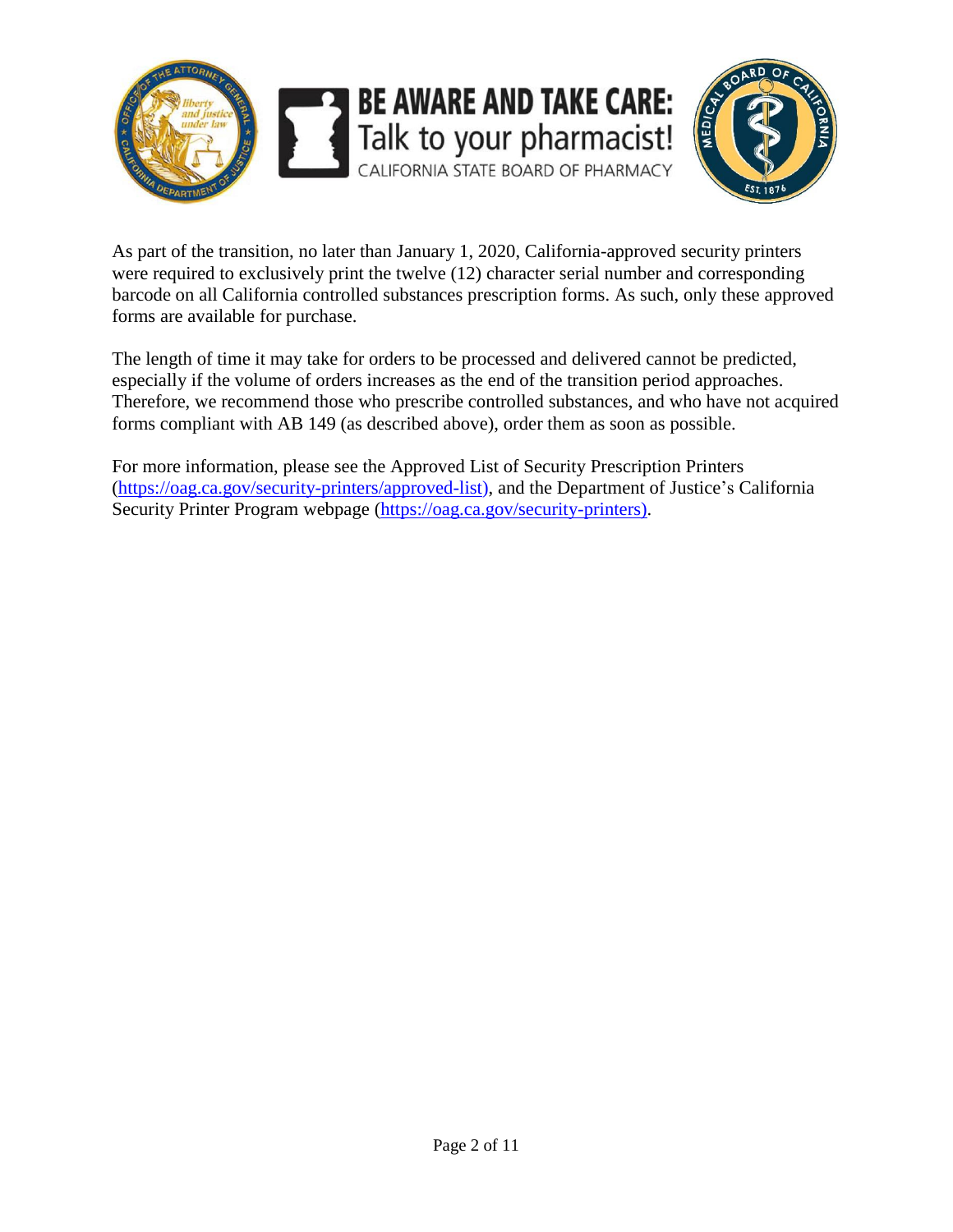As part of the transition, no later than January 1, 2020, California-approved security printers were required to exclusively print the twelve (12) character serial number and corresponding barcode on all California controlled substances prescription forms. As such, only these approved forms are available for purchase.

The length of time it may take for orders to be processed and delivered cannot be predicted, especially if the volume of orders increases as the end of the transition period approaches. Therefore, we recommend those who prescribe controlled substances, and who have not acquired forms compliant with AB 149 (as described above), order them as soon as possible.

For more information, please see the Approved List of Security Prescription Printers (https://oag.ca.gov/security-printers/approved-list), and the Department of Justice's California Security Printer Program webpage (https://oag.ca.gov/security-printers).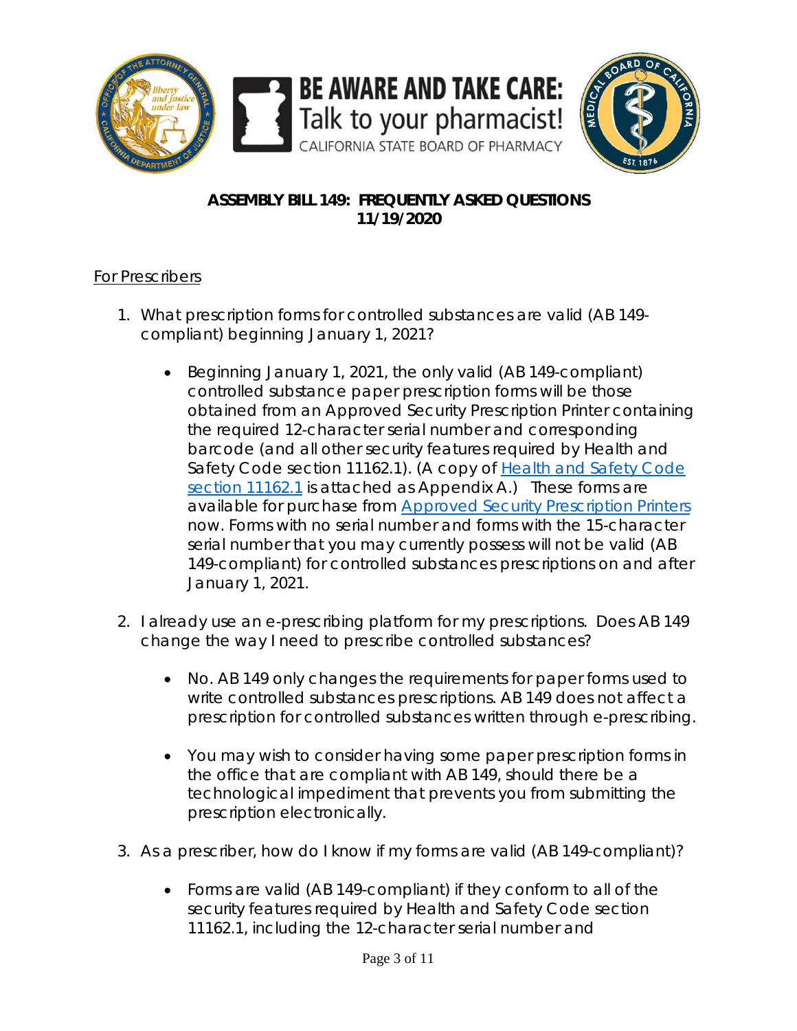**ASSEMBLY BILL 149: FREQUENTLY ASKED QUESTIONS**
**11/19/2020**

For Prescribers

1. What prescription forms for controlled substances are valid (AB 149-compliant) beginning January 1, 2021?

    - Beginning January 1, 2021, the only valid (AB 149-compliant) controlled substance paper prescription forms will be those obtained from an Approved Security Prescription Printer containing the required 12-character serial number and corresponding barcode (and all other security features required by Health and Safety Code section 11162.1). (A copy of [Health and Safety Code section 11162.1]() is attached as Appendix A.) These forms are available for purchase from [Approved Security Prescription Printers]() now. Forms with no serial number and forms with the 15-character serial number that you may currently possess will not be valid (AB 149-compliant) for controlled substances prescriptions on and after January 1, 2021.

2. I already use an e-prescribing platform for my prescriptions. Does AB 149 change the way I need to prescribe controlled substances?

    - No. AB 149 only changes the requirements for paper forms used to write controlled substances prescriptions. AB 149 does not affect a prescription for controlled substances written through e-prescribing.

    - You may wish to consider having some paper prescription forms in the office that are compliant with AB 149, should there be a technological impediment that prevents you from submitting the prescription electronically.

3. As a prescriber, how do I know if my forms are valid (AB 149-compliant)?

    - Forms are valid (AB 149-compliant) if they conform to all of the security features required by Health and Safety Code section 11162.1, including the 12-character serial number and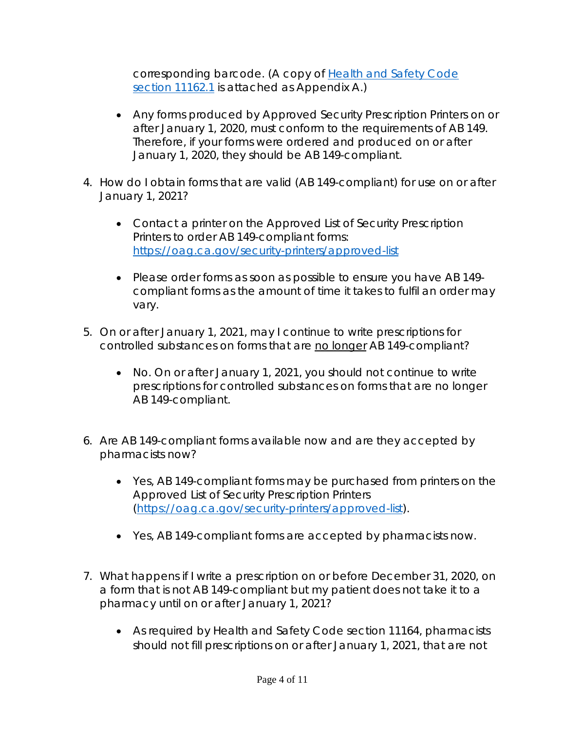corresponding barcode. (A copy of [Health and Safety Code section 11162.1](#) is attached as Appendix A.)

- Any forms produced by Approved Security Prescription Printers on or after January 1, 2020, must conform to the requirements of AB 149. Therefore, if your forms were ordered and produced on or after January 1, 2020, they should be AB 149-compliant.

4. How do I obtain forms that are valid (AB 149-compliant) for use on or after January 1, 2021?

    - Contact a printer on the Approved List of Security Prescription Printers to order AB 149-compliant forms: [https://oag.ca.gov/security-printers/approved-list](https://oag.ca.gov/security-printers/approved-list)

    - Please order forms as soon as possible to ensure you have AB 149-compliant forms as the amount of time it takes to fulfil an order may vary.

5. On or after January 1, 2021, may I continue to write prescriptions for controlled substances on forms that are <u>no longer</u> AB 149-compliant?

    - No. On or after January 1, 2021, you should not continue to write prescriptions for controlled substances on forms that are no longer AB 149-compliant.

6. Are AB 149-compliant forms available now and are they accepted by pharmacists now?

    - Yes, AB 149-compliant forms may be purchased from printers on the Approved List of Security Prescription Printers ([https://oag.ca.gov/security-printers/approved-list](https://oag.ca.gov/security-printers/approved-list)).

    - Yes, AB 149-compliant forms are accepted by pharmacists now.

7. What happens if I write a prescription on or before December 31, 2020, on a form that is not AB 149-compliant but my patient does not take it to a pharmacy until on or after January 1, 2021?

    - As required by Health and Safety Code section 11164, pharmacists should not fill prescriptions on or after January 1, 2021, that are not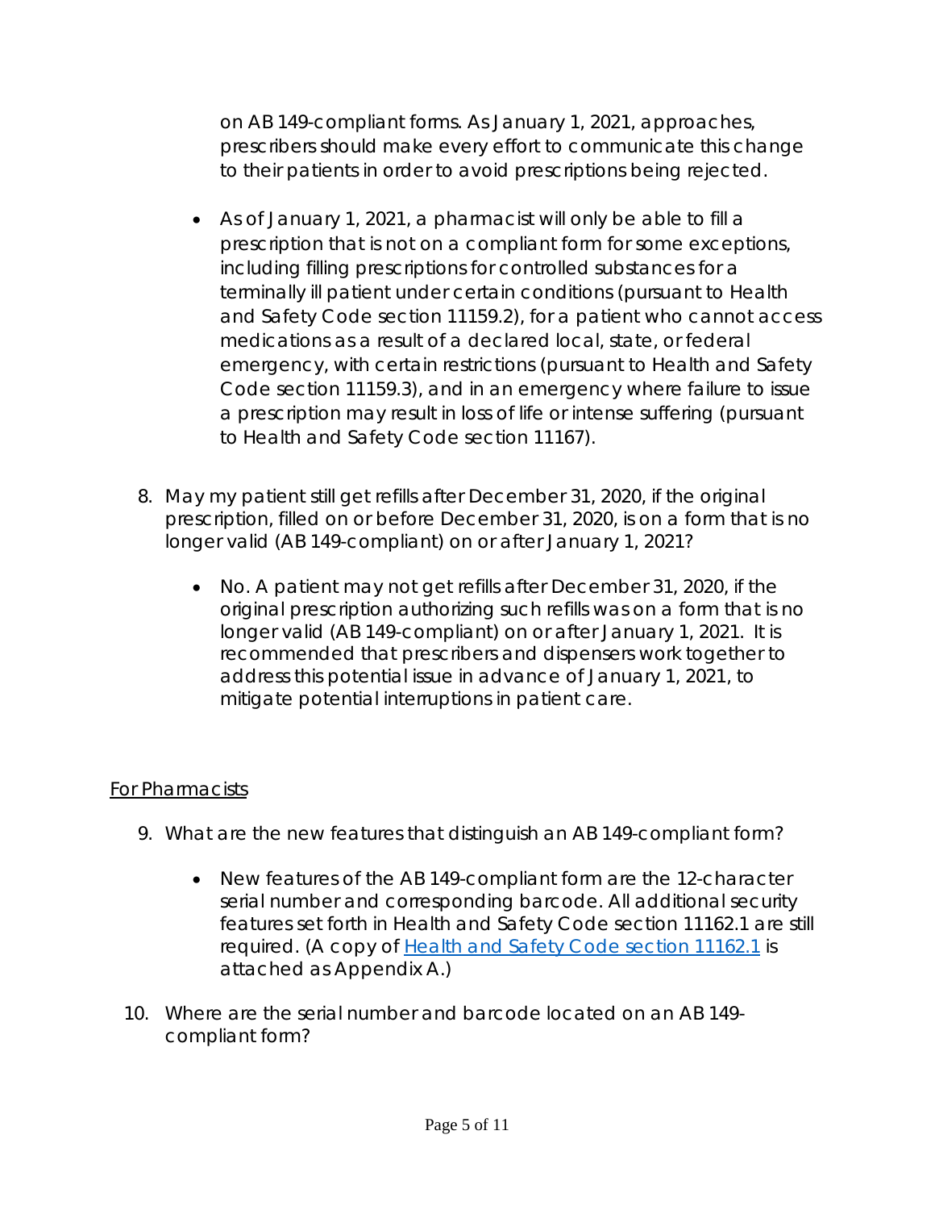on AB 149-compliant forms. As January 1, 2021, approaches, prescribers should make every effort to communicate this change to their patients in order to avoid prescriptions being rejected.

- As of January 1, 2021, a pharmacist will only be able to fill a prescription that is not on a compliant form for some exceptions, including filling prescriptions for controlled substances for a terminally ill patient under certain conditions (pursuant to Health and Safety Code section 11159.2), for a patient who cannot access medications as a result of a declared local, state, or federal emergency, with certain restrictions (pursuant to Health and Safety Code section 11159.3), and in an emergency where failure to issue a prescription may result in loss of life or intense suffering (pursuant to Health and Safety Code section 11167).

8. May my patient still get refills after December 31, 2020, if the original prescription, filled on or before December 31, 2020, is on a form that is no longer valid (AB 149-compliant) on or after January 1, 2021?

    - No. A patient may not get refills after December 31, 2020, if the original prescription authorizing such refills was on a form that is no longer valid (AB 149-compliant) on or after January 1, 2021. It is recommended that prescribers and dispensers work together to address this potential issue in advance of January 1, 2021, to mitigate potential interruptions in patient care.

<u>For Pharmacists</u>

9. What are the new features that distinguish an AB 149-compliant form?

    - New features of the AB 149-compliant form are the 12-character serial number and corresponding barcode. All additional security features set forth in Health and Safety Code section 11162.1 are still required. (A copy of [Health and Safety Code section 11162.1]() is attached as Appendix A.)

10. Where are the serial number and barcode located on an AB 149-compliant form?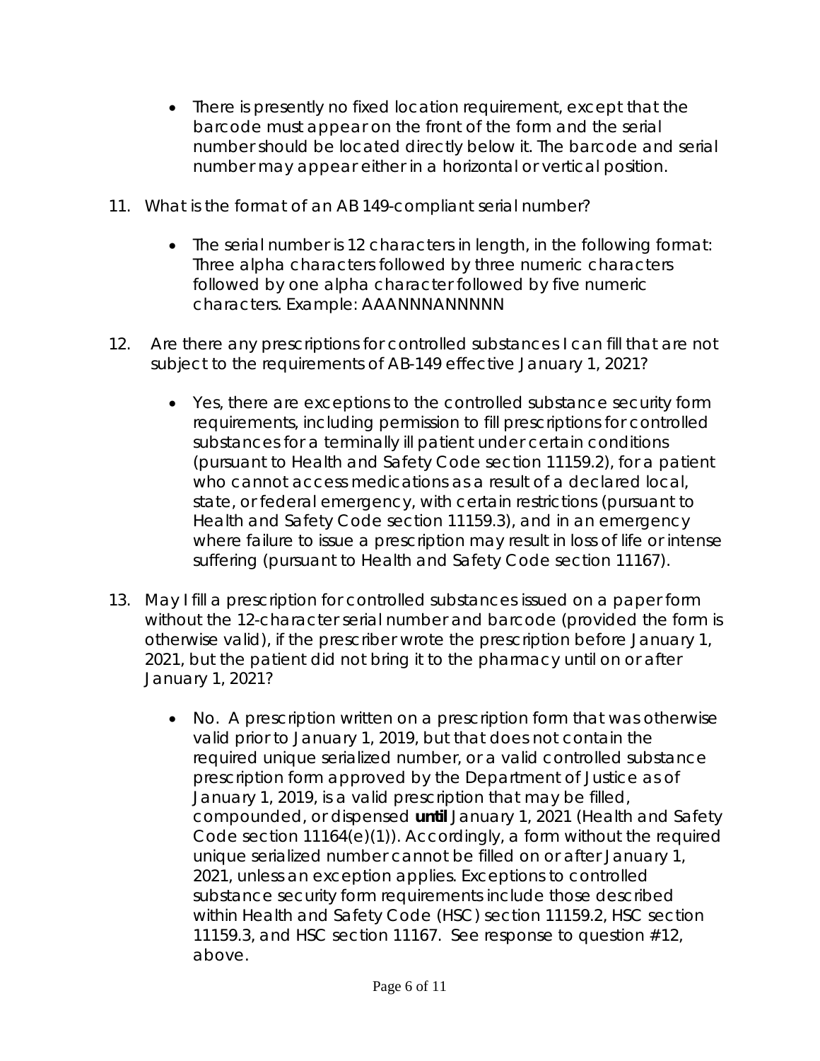- There is presently no fixed location requirement, except that the barcode must appear on the front of the form and the serial number should be located directly below it. The barcode and serial number may appear either in a horizontal or vertical position.

11. What is the format of an AB 149-compliant serial number?

    - The serial number is 12 characters in length, in the following format: Three alpha characters followed by three numeric characters followed by one alpha character followed by five numeric characters. Example: AAANNNANNNNN

12. Are there any prescriptions for controlled substances I can fill that are not subject to the requirements of AB-149 effective January 1, 2021?

    - Yes, there are exceptions to the controlled substance security form requirements, including permission to fill prescriptions for controlled substances for a terminally ill patient under certain conditions (pursuant to Health and Safety Code section 11159.2), for a patient who cannot access medications as a result of a declared local, state, or federal emergency, with certain restrictions (pursuant to Health and Safety Code section 11159.3), and in an emergency where failure to issue a prescription may result in loss of life or intense suffering (pursuant to Health and Safety Code section 11167).

13. May I fill a prescription for controlled substances issued on a paper form without the 12-character serial number and barcode (provided the form is otherwise valid), if the prescriber wrote the prescription before January 1, 2021, but the patient did not bring it to the pharmacy until on or after January 1, 2021?

    - No. A prescription written on a prescription form that was otherwise valid prior to January 1, 2019, but that does not contain the required unique serialized number, or a valid controlled substance prescription form approved by the Department of Justice as of January 1, 2019, is a valid prescription that may be filled, compounded, or dispensed **until** January 1, 2021 (Health and Safety Code section 11164(e)(1)). Accordingly, a form without the required unique serialized number cannot be filled on or after January 1, 2021, unless an exception applies. Exceptions to controlled substance security form requirements include those described within Health and Safety Code (HSC) section 11159.2, HSC section 11159.3, and HSC section 11167. See response to question #12, above.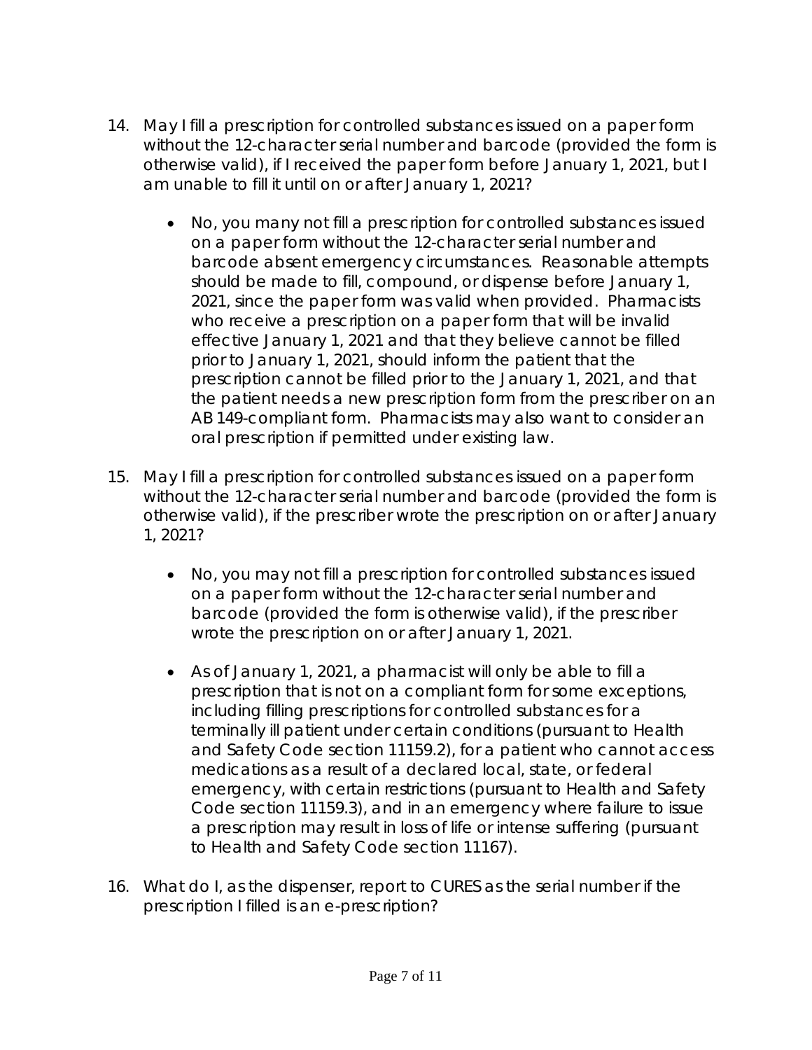14. May I fill a prescription for controlled substances issued on a paper form without the 12-character serial number and barcode (provided the form is otherwise valid), if I received the paper form before January 1, 2021, but I am unable to fill it until on or after January 1, 2021?

    - No, you many not fill a prescription for controlled substances issued on a paper form without the 12-character serial number and barcode absent emergency circumstances. Reasonable attempts should be made to fill, compound, or dispense before January 1, 2021, since the paper form was valid when provided. Pharmacists who receive a prescription on a paper form that will be invalid effective January 1, 2021 and that they believe cannot be filled prior to January 1, 2021, should inform the patient that the prescription cannot be filled prior to the January 1, 2021, and that the patient needs a new prescription form from the prescriber on an AB 149-compliant form. Pharmacists may also want to consider an oral prescription if permitted under existing law.

15. May I fill a prescription for controlled substances issued on a paper form without the 12-character serial number and barcode (provided the form is otherwise valid), if the prescriber wrote the prescription on or after January 1, 2021?

    - No, you may not fill a prescription for controlled substances issued on a paper form without the 12-character serial number and barcode (provided the form is otherwise valid), if the prescriber wrote the prescription on or after January 1, 2021.

    - As of January 1, 2021, a pharmacist will only be able to fill a prescription that is not on a compliant form for some exceptions, including filling prescriptions for controlled substances for a terminally ill patient under certain conditions (pursuant to Health and Safety Code section 11159.2), for a patient who cannot access medications as a result of a declared local, state, or federal emergency, with certain restrictions (pursuant to Health and Safety Code section 11159.3), and in an emergency where failure to issue a prescription may result in loss of life or intense suffering (pursuant to Health and Safety Code section 11167).

16. What do I, as the dispenser, report to CURES as the serial number if the prescription I filled is an e-prescription?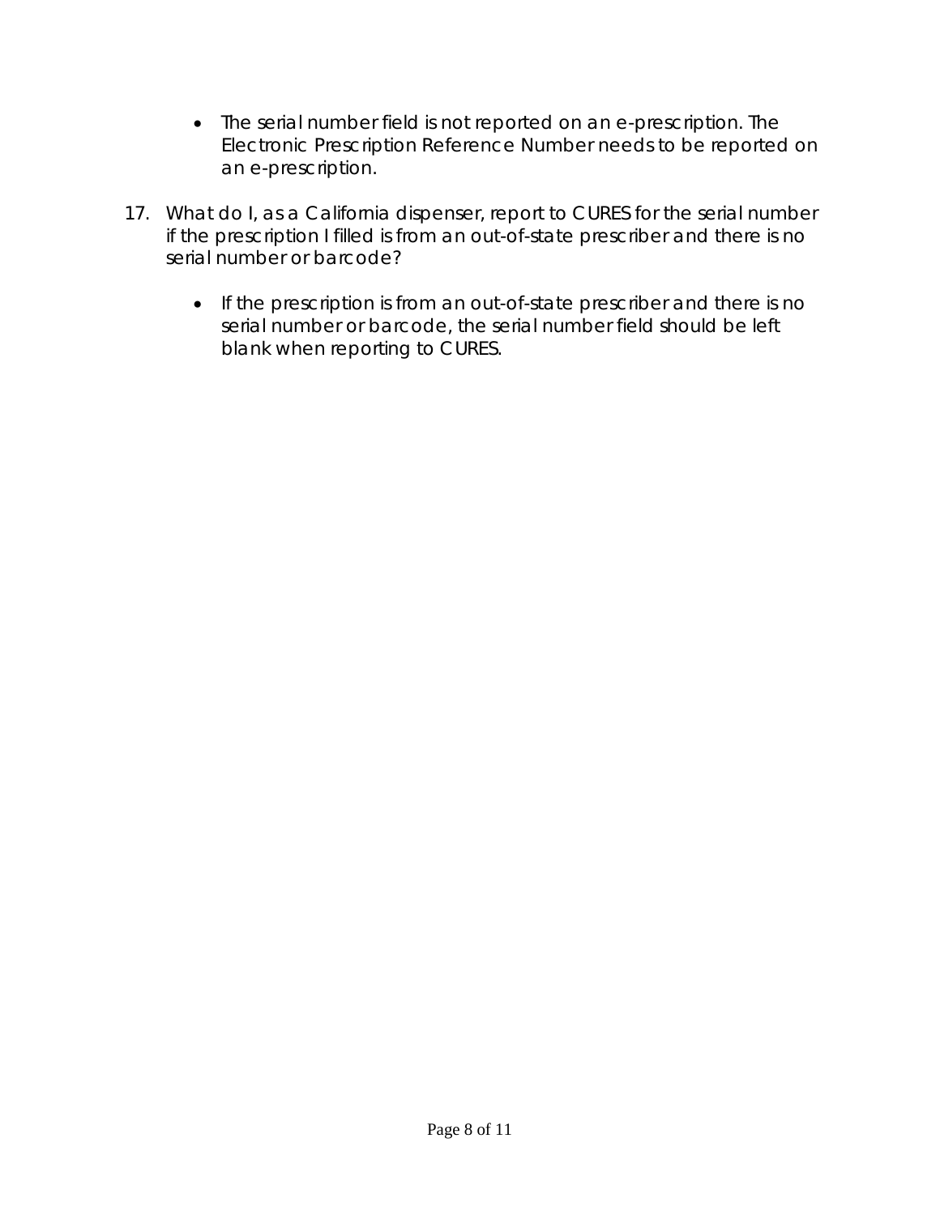- The serial number field is not reported on an e-prescription. The Electronic Prescription Reference Number needs to be reported on an e-prescription.

17. What do I, as a California dispenser, report to CURES for the serial number if the prescription I filled is from an out-of-state prescriber and there is no serial number or barcode?

    - If the prescription is from an out-of-state prescriber and there is no serial number or barcode, the serial number field should be left blank when reporting to CURES.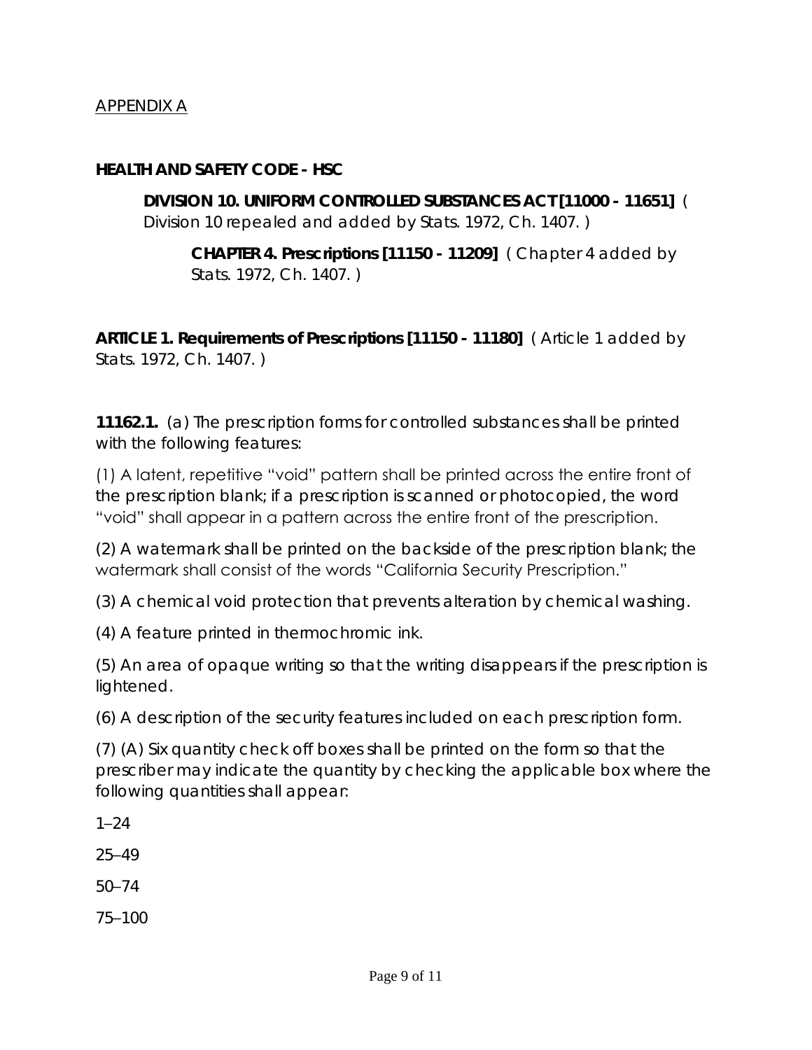APPENDIX A

**HEALTH AND SAFETY CODE - HSC**

**DIVISION 10. UNIFORM CONTROLLED SUBSTANCES ACT [11000 - 11651]** ( Division 10 repealed and added by Stats. 1972, Ch. 1407. )

**CHAPTER 4. Prescriptions [11150 - 11209]** ( Chapter 4 added by Stats. 1972, Ch. 1407. )

**ARTICLE 1. Requirements of Prescriptions [11150 - 11180]** ( Article 1 added by Stats. 1972, Ch. 1407. )

**11162.1.** (a) The prescription forms for controlled substances shall be printed with the following features:

(1) A latent, repetitive "void" pattern shall be printed across the entire front of the prescription blank; if a prescription is scanned or photocopied, the word "void" shall appear in a pattern across the entire front of the prescription.

(2) A watermark shall be printed on the backside of the prescription blank; the watermark shall consist of the words "California Security Prescription."

(3) A chemical void protection that prevents alteration by chemical washing.

(4) A feature printed in thermochromic ink.

(5) An area of opaque writing so that the writing disappears if the prescription is lightened.

(6) A description of the security features included on each prescription form.

(7) (A) Six quantity check off boxes shall be printed on the form so that the prescriber may indicate the quantity by checking the applicable box where the following quantities shall appear:

1–24

25–49

50–74

75–100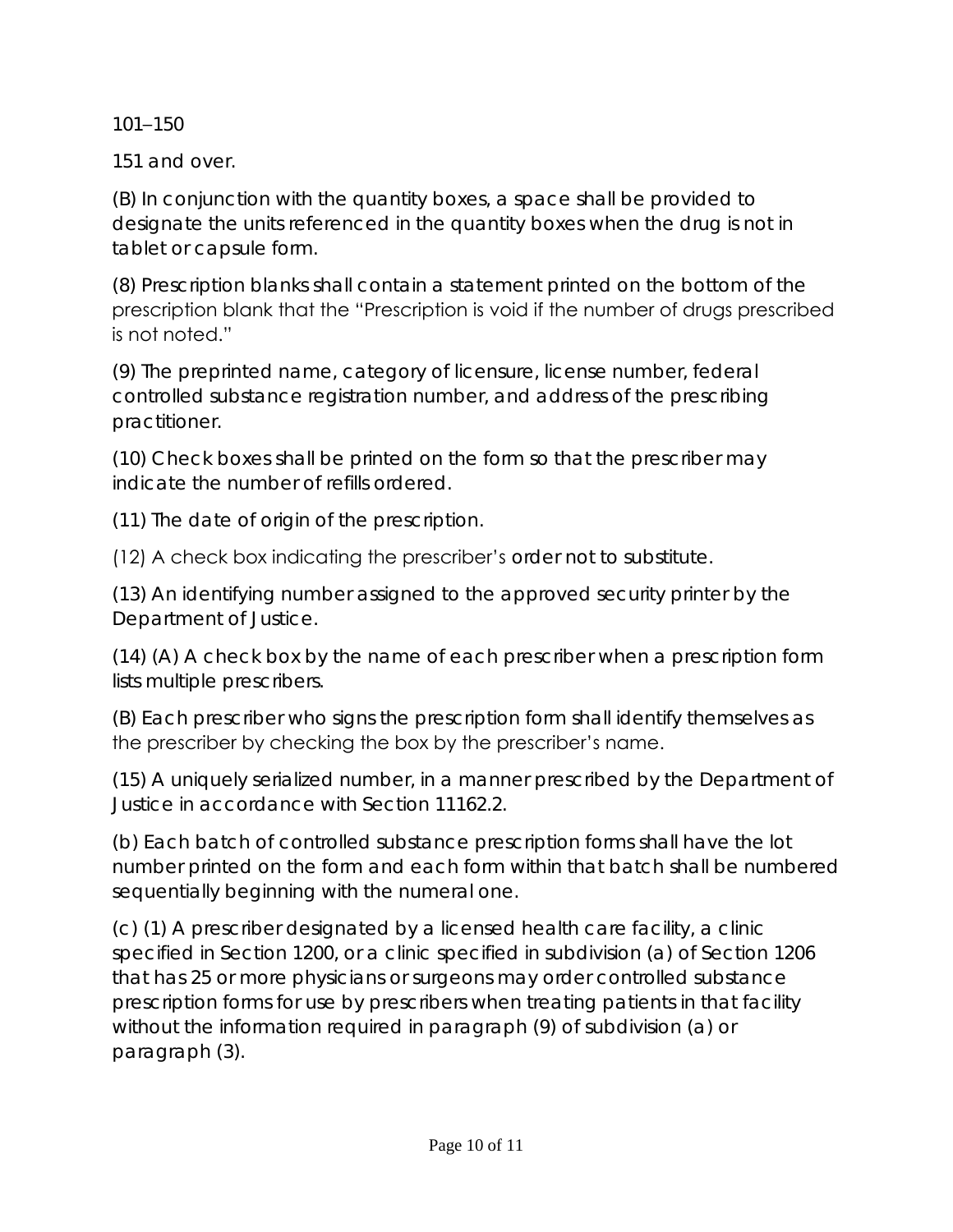101–150

151 and over.

(B) In conjunction with the quantity boxes, a space shall be provided to designate the units referenced in the quantity boxes when the drug is not in tablet or capsule form.

(8) Prescription blanks shall contain a statement printed on the bottom of the prescription blank that the "Prescription is void if the number of drugs prescribed is not noted."

(9) The preprinted name, category of licensure, license number, federal controlled substance registration number, and address of the prescribing practitioner.

(10) Check boxes shall be printed on the form so that the prescriber may indicate the number of refills ordered.

(11) The date of origin of the prescription.

(12) A check box indicating the prescriber's order not to substitute.

(13) An identifying number assigned to the approved security printer by the Department of Justice.

(14) (A) A check box by the name of each prescriber when a prescription form lists multiple prescribers.

(B) Each prescriber who signs the prescription form shall identify themselves as the prescriber by checking the box by the prescriber's name.

(15) A uniquely serialized number, in a manner prescribed by the Department of Justice in accordance with Section 11162.2.

(b) Each batch of controlled substance prescription forms shall have the lot number printed on the form and each form within that batch shall be numbered sequentially beginning with the numeral one.

(c) (1) A prescriber designated by a licensed health care facility, a clinic specified in Section 1200, or a clinic specified in subdivision (a) of Section 1206 that has 25 or more physicians or surgeons may order controlled substance prescription forms for use by prescribers when treating patients in that facility without the information required in paragraph (9) of subdivision (a) or paragraph (3).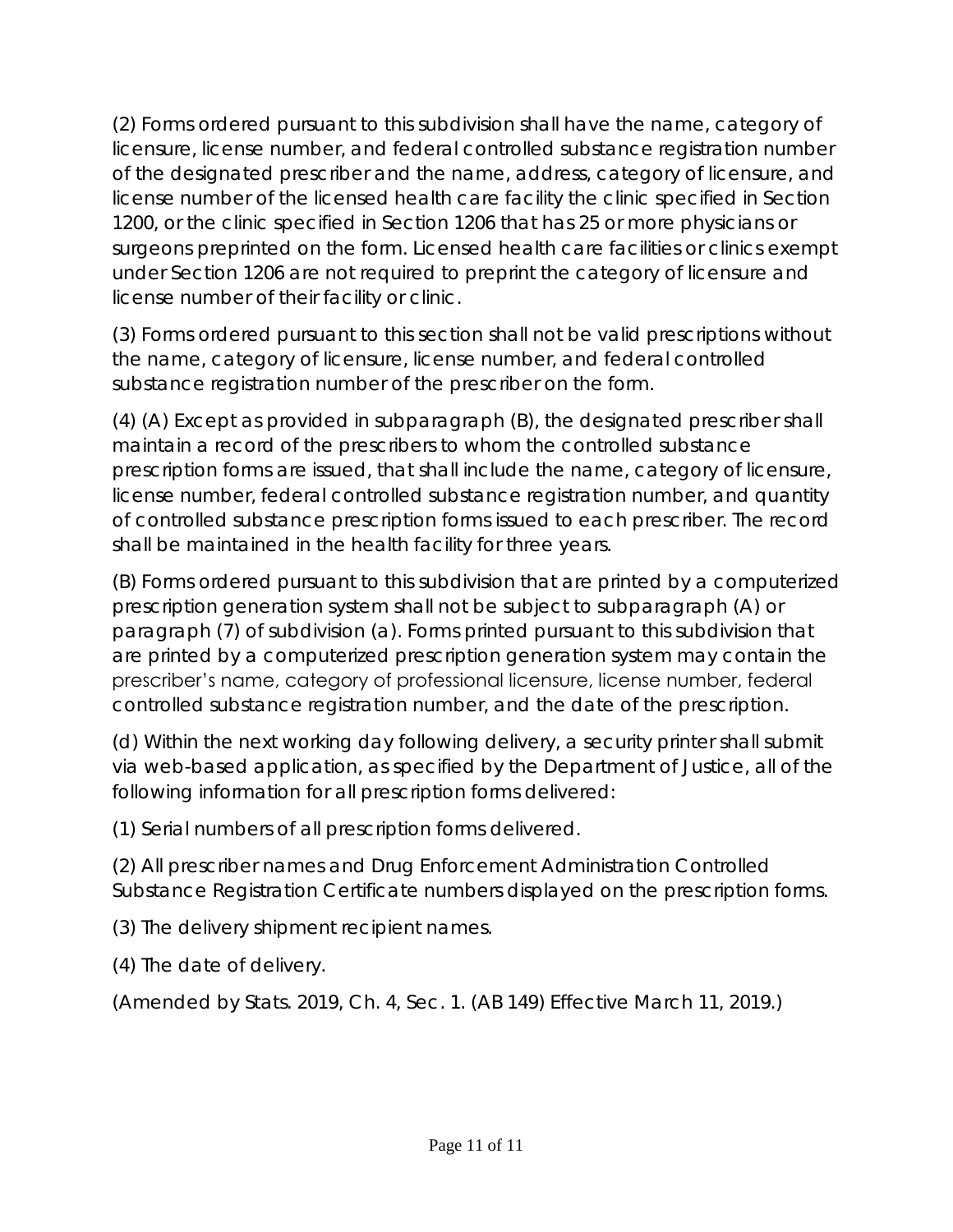(2) Forms ordered pursuant to this subdivision shall have the name, category of licensure, license number, and federal controlled substance registration number of the designated prescriber and the name, address, category of licensure, and license number of the licensed health care facility the clinic specified in Section 1200, or the clinic specified in Section 1206 that has 25 or more physicians or surgeons preprinted on the form. Licensed health care facilities or clinics exempt under Section 1206 are not required to preprint the category of licensure and license number of their facility or clinic.

(3) Forms ordered pursuant to this section shall not be valid prescriptions without the name, category of licensure, license number, and federal controlled substance registration number of the prescriber on the form.

(4) (A) Except as provided in subparagraph (B), the designated prescriber shall maintain a record of the prescribers to whom the controlled substance prescription forms are issued, that shall include the name, category of licensure, license number, federal controlled substance registration number, and quantity of controlled substance prescription forms issued to each prescriber. The record shall be maintained in the health facility for three years.

(B) Forms ordered pursuant to this subdivision that are printed by a computerized prescription generation system shall not be subject to subparagraph (A) or paragraph (7) of subdivision (a). Forms printed pursuant to this subdivision that are printed by a computerized prescription generation system may contain the prescriber's name, category of professional licensure, license number, federal controlled substance registration number, and the date of the prescription.

(d) Within the next working day following delivery, a security printer shall submit via web-based application, as specified by the Department of Justice, all of the following information for all prescription forms delivered:

(1) Serial numbers of all prescription forms delivered.

(2) All prescriber names and Drug Enforcement Administration Controlled Substance Registration Certificate numbers displayed on the prescription forms.

(3) The delivery shipment recipient names.

(4) The date of delivery.

(Amended by Stats. 2019, Ch. 4, Sec. 1. (AB 149) Effective March 11, 2019.)